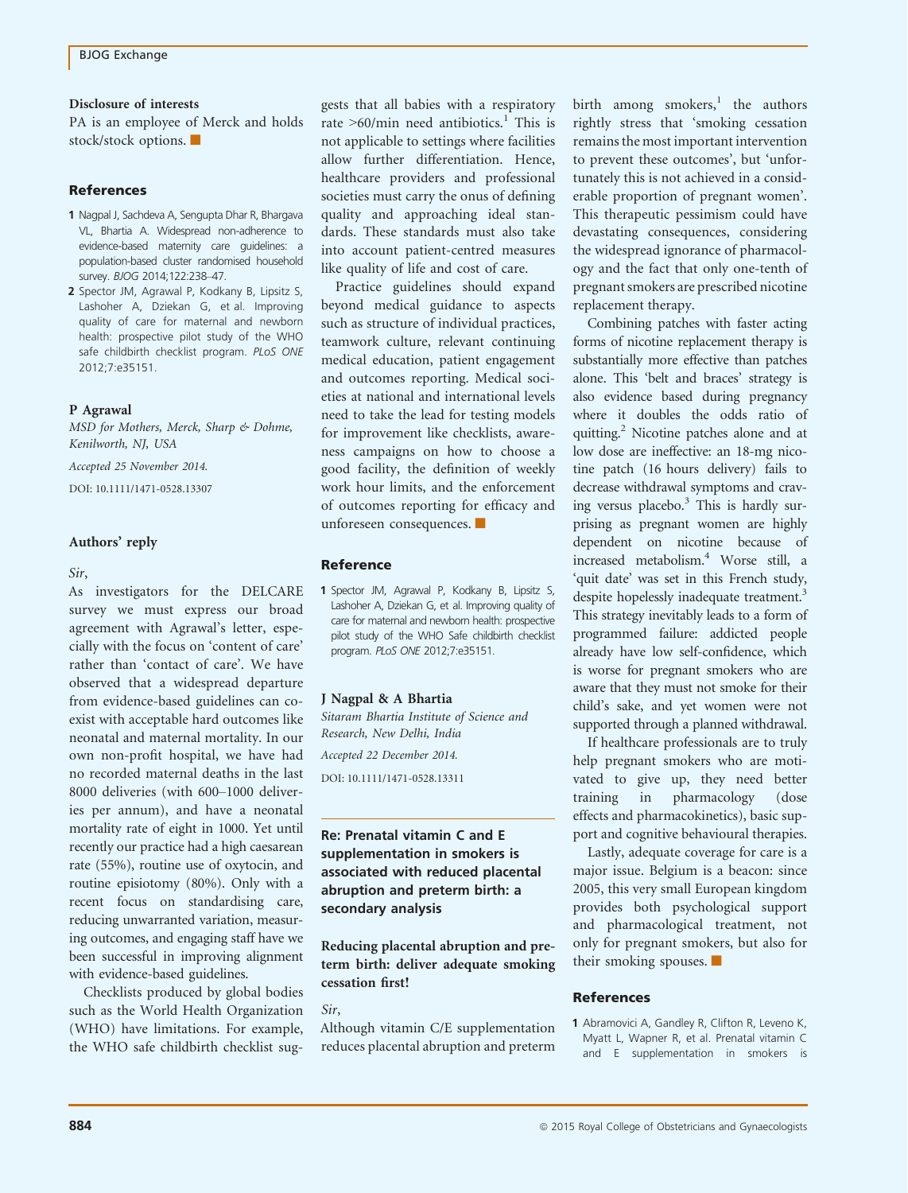### Disclosure of interests

PA is an employee of Merck and holds stock/stock options. ■

## References

1. Nagpal J, Sachdeva A, Sengupta Dhar R, Bhargava VL, Bhartia A. Widespread non-adherence to evidence-based maternity care guidelines: a population-based cluster randomised household survey. *BJOG* 2014;122:238–47.
2. Spector JM, Agrawal P, Kodkany B, Lipsitz S, Lashoher A, Dziekan G, et al. Improving quality of care for maternal and newborn health: prospective pilot study of the WHO safe childbirth checklist program. *PLoS ONE* 2012;7:e35151.

**P Agrawal**

*MSD for Mothers, Merck, Sharp & Dohme, Kenilworth, NJ, USA*

*Accepted 25 November 2014.*

DOI: 10.1111/1471-0528.13307

### Authors' reply

*Sir*,

As investigators for the DELCARE survey we must express our broad agreement with Agrawal's letter, especially with the focus on 'content of care' rather than 'contact of care'. We have observed that a widespread departure from evidence-based guidelines can co-exist with acceptable hard outcomes like neonatal and maternal mortality. In our own non-profit hospital, we have had no recorded maternal deaths in the last 8000 deliveries (with 600–1000 deliveries per annum), and have a neonatal mortality rate of eight in 1000. Yet until recently our practice had a high caesarean rate (55%), routine use of oxytocin, and routine episiotomy (80%). Only with a recent focus on standardising care, reducing unwarranted variation, measuring outcomes, and engaging staff have we been successful in improving alignment with evidence-based guidelines.

Checklists produced by global bodies such as the World Health Organization (WHO) have limitations. For example, the WHO safe childbirth checklist suggests that all babies with a respiratory rate >60/min need antibiotics.[1] This is not applicable to settings where facilities allow further differentiation. Hence, healthcare providers and professional societies must carry the onus of defining quality and approaching ideal standards. These standards must also take into account patient-centred measures like quality of life and cost of care.

Practice guidelines should expand beyond medical guidance to aspects such as structure of individual practices, teamwork culture, relevant continuing medical education, patient engagement and outcomes reporting. Medical societies at national and international levels need to take the lead for testing models for improvement like checklists, awareness campaigns on how to choose a good facility, the definition of weekly work hour limits, and the enforcement of outcomes reporting for efficacy and unforeseen consequences. ■

## Reference

1. Spector JM, Agrawal P, Kodkany B, Lipsitz S, Lashoher A, Dziekan G, et al. Improving quality of care for maternal and newborn health: prospective pilot study of the WHO Safe childbirth checklist program. *PLoS ONE* 2012;7:e35151.

**J Nagpal & A Bhartia**

*Sitaram Bhartia Institute of Science and Research, New Delhi, India*

*Accepted 22 December 2014.*

DOI: 10.1111/1471-0528.13311

## Re: Prenatal vitamin C and E supplementation in smokers is associated with reduced placental abruption and preterm birth: a secondary analysis

### Reducing placental abruption and preterm birth: deliver adequate smoking cessation first!

*Sir*,

Although vitamin C/E supplementation reduces placental abruption and preterm birth among smokers,[1] the authors rightly stress that 'smoking cessation remains the most important intervention to prevent these outcomes', but 'unfortunately this is not achieved in a considerable proportion of pregnant women'. This therapeutic pessimism could have devastating consequences, considering the widespread ignorance of pharmacology and the fact that only one-tenth of pregnant smokers are prescribed nicotine replacement therapy.

Combining patches with faster acting forms of nicotine replacement therapy is substantially more effective than patches alone. This 'belt and braces' strategy is also evidence based during pregnancy where it doubles the odds ratio of quitting.[2] Nicotine patches alone and at low dose are ineffective: an 18-mg nicotine patch (16 hours delivery) fails to decrease withdrawal symptoms and craving versus placebo.[3] This is hardly surprising as pregnant women are highly dependent on nicotine because of increased metabolism.[4] Worse still, a 'quit date' was set in this French study, despite hopelessly inadequate treatment.[3] This strategy inevitably leads to a form of programmed failure: addicted people already have low self-confidence, which is worse for pregnant smokers who are aware that they must not smoke for their child's sake, and yet women were not supported through a planned withdrawal.

If healthcare professionals are to truly help pregnant smokers who are motivated to give up, they need better training in pharmacology (dose effects and pharmacokinetics), basic support and cognitive behavioural therapies.

Lastly, adequate coverage for care is a major issue. Belgium is a beacon: since 2005, this very small European kingdom provides both psychological support and pharmacological treatment, not only for pregnant smokers, but also for their smoking spouses. ■

## References

1. Abramovici A, Gandley R, Clifton R, Leveno K, Myatt L, Wapner R, et al. Prenatal vitamin C and E supplementation in smokers is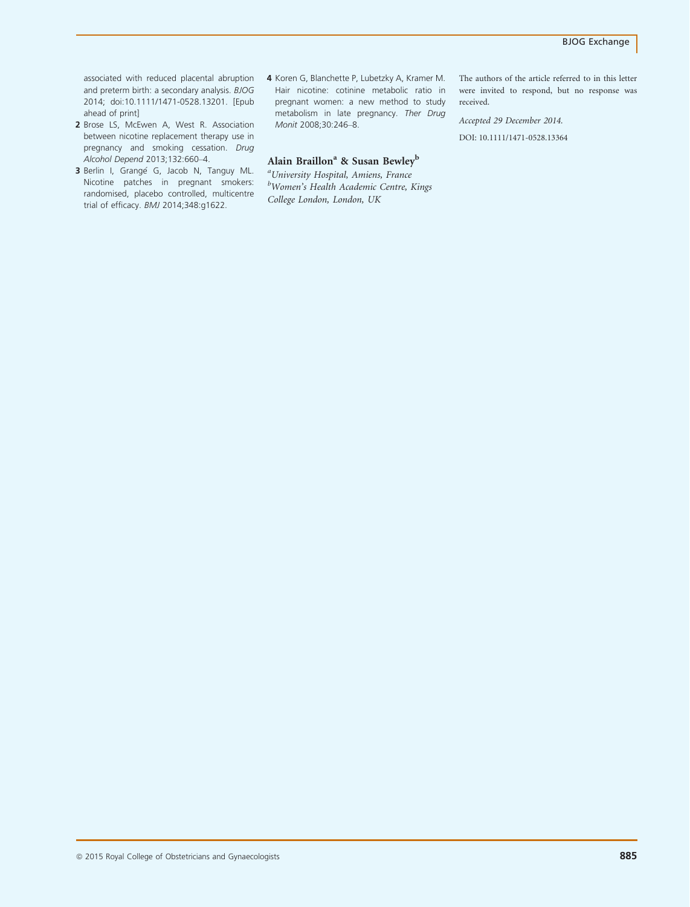associated with reduced placental abruption and preterm birth: a secondary analysis. *BJOG* 2014; doi:10.1111/1471-0528.13201. [Epub ahead of print]

2. Brose LS, McEwen A, West R. Association between nicotine replacement therapy use in pregnancy and smoking cessation. *Drug Alcohol Depend* 2013;132:660–4.
3. Berlin I, Grangé G, Jacob N, Tanguy ML. Nicotine patches in pregnant smokers: randomised, placebo controlled, multicentre trial of efficacy. *BMJ* 2014;348:g1622.
4. Koren G, Blanchette P, Lubetzky A, Kramer M. Hair nicotine: cotinine metabolic ratio in pregnant women: a new method to study metabolism in late pregnancy. *Ther Drug Monit* 2008;30:246–8.

**Alain Braillon[a] & Susan Bewley[b]**

[a]*University Hospital, Amiens, France*
[b]*Women's Health Academic Centre, Kings College London, London, UK*

The authors of the article referred to in this letter were invited to respond, but no response was received.

*Accepted 29 December 2014.*

DOI: 10.1111/1471-0528.13364